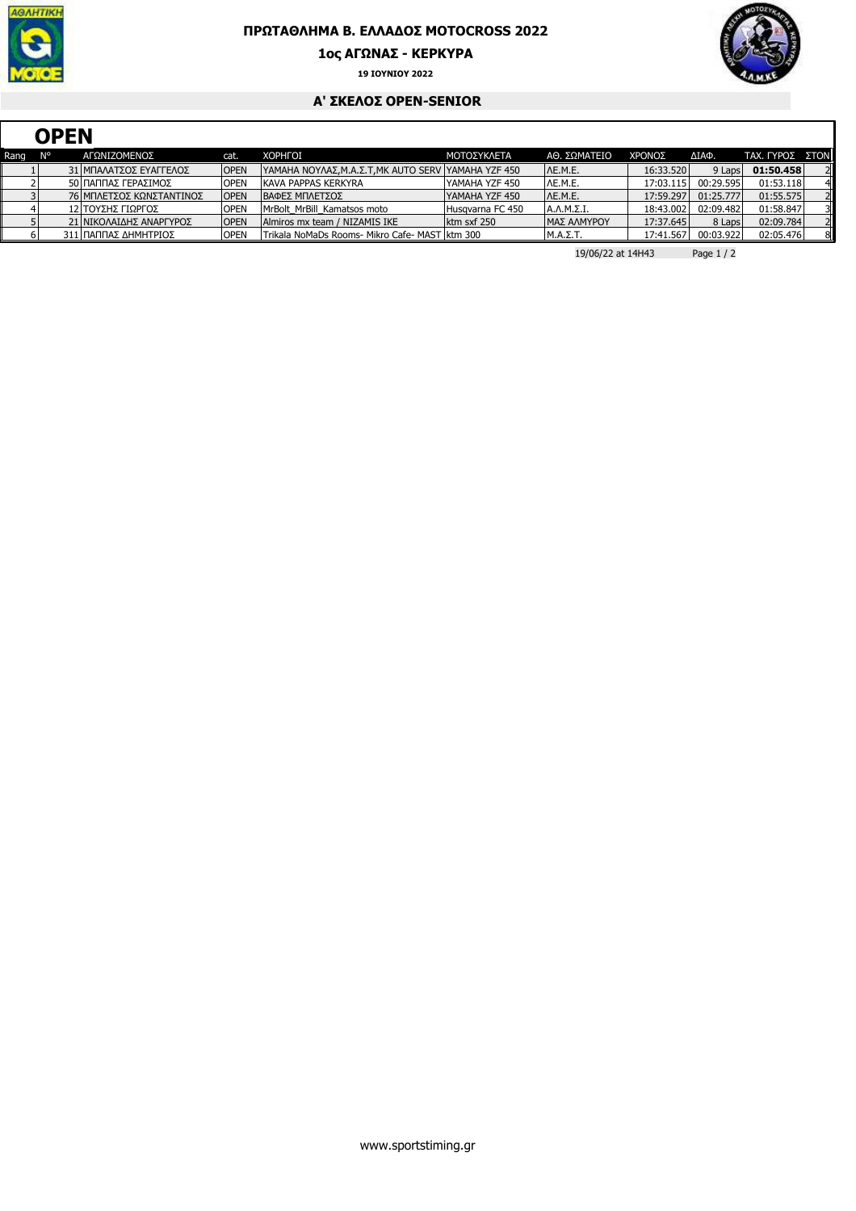# ΠΡΩΤΑΘΛΗΜΑ Β. ΕΛΛΑΔΟΣ MOTOCROSS 2022

## 1ος ΑΓΩΝΑΣ - ΚΕΡΚΥΡΑ

**19 ΙΟΥΝΙΟΥ 2022**

### Α' ΣΚΕΛΟΣ OPEN-SENIOR

## OPEN

| Rang | N° | ΑΓΩΝΙΖΟΜΕΝΟΣ | cat. | ΧΟΡΗΓΟΙ | ΜΟΤΟΣΥΚΛΕΤΑ | ΑΘ. ΣΩΜΑΤΕΙΟ | ΧΡΟΝΟΣ | ΔΙΑΦ. | ΤΑΧ. ΓΥΡΟΣ | ΣΤΟΝ |
|---|---|---|---|---|---|---|---|---|---|---|
| 1 | 31 | ΜΠΑΛΑΤΣΟΣ ΕΥΑΓΓΕΛΟΣ | OPEN | YAMAHA ΝΟΥΛΑΣ,Μ.Α.Σ.Τ,MK AUTO SERV | YAMAHA YZF 450 | ΛΕ.Μ.Ε. | 16:33.520 | 9 Laps | **01:50.458** | 2 |
| 2 | 50 | ΠΑΠΠΑΣ ΓΕΡΑΣΙΜΟΣ | OPEN | KAVA PAPPAS KERKYRA | YAMAHA YZF 450 | ΛΕ.Μ.Ε. | 17:03.115 | 00:29.595 | 01:53.118 | 4 |
| 3 | 76 | ΜΠΛΕΤΣΟΣ ΚΩΝΣΤΑΝΤΙΝΟΣ | OPEN | ΒΑΦΕΣ ΜΠΛΕΤΣΟΣ | YAMAHA YZF 450 | ΛΕ.Μ.Ε. | 17:59.297 | 01:25.777 | 01:55.575 | 2 |
| 4 | 12 | ΤΟΥΣΗΣ ΓΙΩΡΓΟΣ | OPEN | MrBolt_MrBill_Kamatsos moto | Husqvarna FC 450 | Α.Λ.Μ.Σ.Ι. | 18:43.002 | 02:09.482 | 01:58.847 | 3 |
| 5 | 21 | ΝΙΚΟΛΑΙΔΗΣ ΑΝΑΡΓΥΡΟΣ | OPEN | Almiros mx team / NIZAMIS IKE | ktm sxf 250 | ΜΑΣ ΑΛΜΥΡΟΥ | 17:37.645 | 8 Laps | 02:09.784 | 2 |
| 6 | 311 | ΠΑΠΠΑΣ ΔΗΜΗΤΡΙΟΣ | OPEN | Trikala NoMaDs Rooms- Mikro Cafe- MAST | ktm 300 | Μ.Α.Σ.Τ. | 17:41.567 | 00:03.922 | 02:05.476 | 8 |

19/06/22 at 14H43

www.sportstiming.gr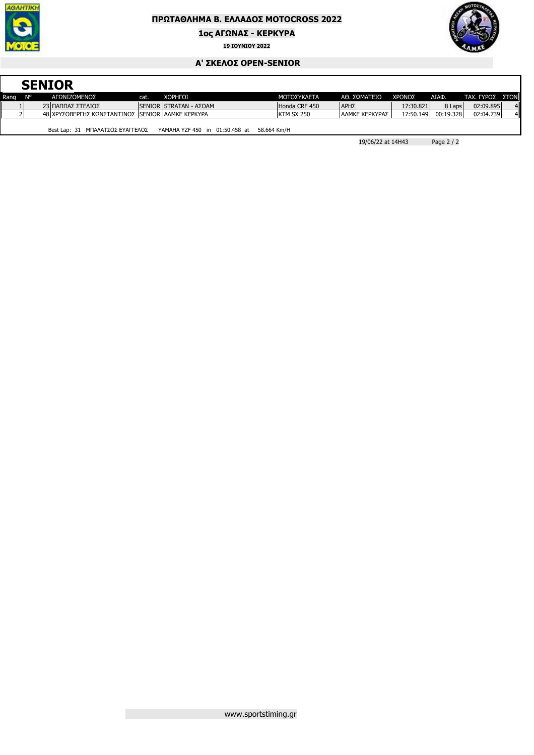# ΠΡΩΤΑΘΛΗΜΑ Β. ΕΛΛΑΔΟΣ MOTOCROSS 2022

## 1ος ΑΓΩΝΑΣ - ΚΕΡΚΥΡΑ

**19 ΙΟΥΝΙΟΥ 2022**

### Α' ΣΚΕΛΟΣ OPEN-SENIOR

## SENIOR

| Rang | N° | ΑΓΩΝΙΖΟΜΕΝΟΣ | cat. | ΧΟΡΗΓΟΙ | ΜΟΤΟΣΥΚΛΕΤΑ | ΑΘ. ΣΩΜΑΤΕΙΟ | ΧΡΟΝΟΣ | ΔΙΑΦ. | ΤΑΧ. ΓΥΡΟΣ | ΣΤΟΝ |
|---|---|---|---|---|---|---|---|---|---|---|
| 1 | 23 | ΠΑΠΠΑΣ ΣΤΕΛΙΟΣ | SENIOR | STRATAN - ΑΣΟΑΜ | Honda CRF 450 | ΑΡΗΣ | 17:30.821 | 8 Laps | 02:09.895 | 4 |
| 2 | 48 | ΧΡΥΣΟΒΕΡΓΗΣ ΚΩΝΣΤΑΝΤΙΝΟΣ | SENIOR | ΑΛΜΚΕ ΚΕΡΚΥΡΑ | KTM SX 250 | ΑΛΜΚΕ ΚΕΡΚΥΡΑΣ | 17:50.149 | 00:19.328 | 02:04.739 | 4 |

Best Lap: 31 ΜΠΑΛΑΤΣΟΣ ΕΥΑΓΓΕΛΟΣ YAMAHA YZF 450 in 01:50.458 at 58.664 Km/H

19/06/22 at 14H43

www.sportstiming.gr